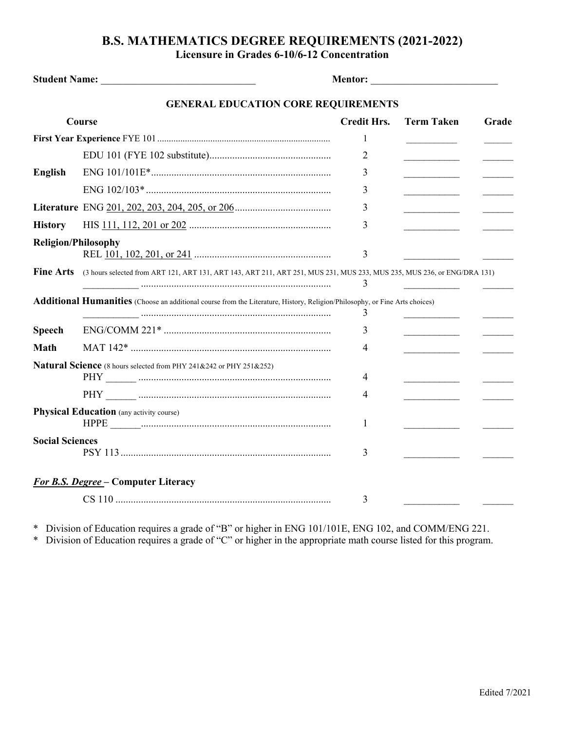# B.S. MATHEMATICS DEGREE REQUIREMENTS (2021-2022)

## Licensure in Grades 6-10/6-12 Concentration

**Student Name:** ______________________________ **Mentor:** _________________________

### GENERAL EDUCATION CORE REQUIREMENTS

| Course | | Credit Hrs. | Term Taken | Grade |
|---|---|---|---|---|
| **First Year Experience** FYE 101 | | 1 | __________ | ______ |
| | EDU 101 (FYE 102 substitute) | 2 | __________ | ______ |
| **English** | ENG 101/101E* | 3 | __________ | ______ |
| | ENG 102/103* | 3 | __________ | ______ |
| **Literature** | ENG 201, 202, 203, 204, 205, or 206 | 3 | __________ | ______ |
| **History** | HIS 111, 112, 201 or 202 | 3 | __________ | ______ |
| **Religion/Philosophy** | REL 101, 102, 201, or 241 | 3 | __________ | ______ |
| **Fine Arts** (3 hours selected from ART 121, ART 131, ART 143, ART 211, ART 251, MUS 231, MUS 233, MUS 235, MUS 236, or ENG/DRA 131) | __________ | 3 | __________ | ______ |
| **Additional Humanities** (Choose an additional course from the Literature, History, Religion/Philosophy, or Fine Arts choices) | __________ | 3 | __________ | ______ |
| **Speech** | ENG/COMM 221* | 3 | __________ | ______ |
| **Math** | MAT 142* | 4 | __________ | ______ |
| **Natural Science** (8 hours selected from PHY 241&242 or PHY 251&252) | PHY ______ | 4 | __________ | ______ |
| | PHY ______ | 4 | __________ | ______ |
| **Physical Education** (any activity course) | HPPE ______ | 1 | __________ | ______ |
| **Social Sciences** | PSY 113 | 3 | __________ | ______ |
| ***For B.S. Degree*** **– Computer Literacy** | CS 110 | 3 | __________ | ______ |

* Division of Education requires a grade of "B" or higher in ENG 101/101E, ENG 102, and COMM/ENG 221.
* Division of Education requires a grade of "C" or higher in the appropriate math course listed for this program.

Edited 7/2021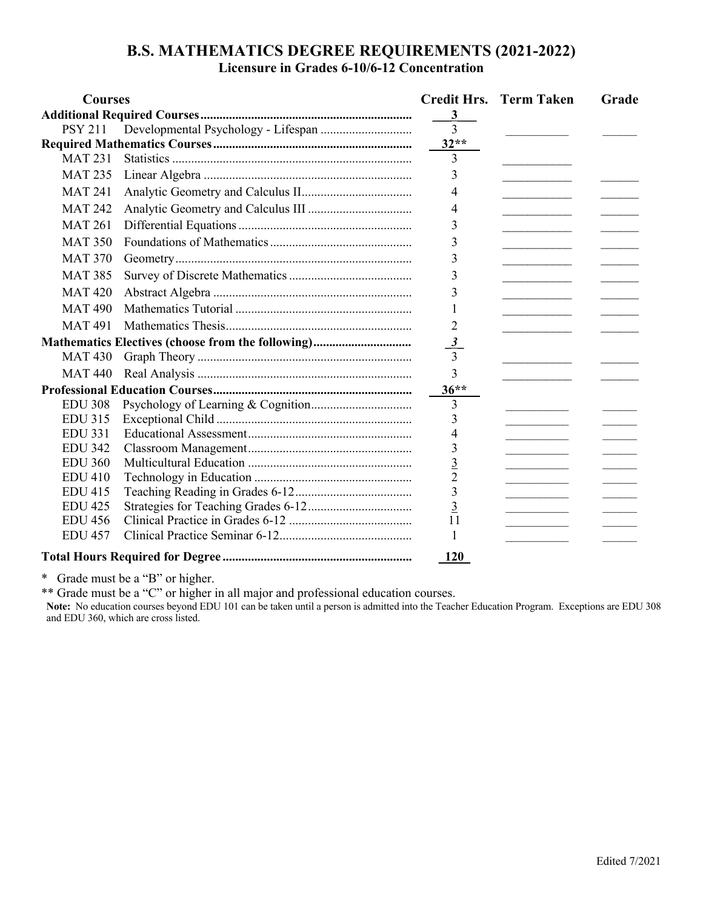# B.S. MATHEMATICS DEGREE REQUIREMENTS (2021-2022)

## Licensure in Grades 6-10/6-12 Concentration

| Courses | | Credit Hrs. | Term Taken | Grade |
|---|---|---|---|---|
| **Additional Required Courses** | | **3** | | |
| PSY 211 | Developmental Psychology - Lifespan | 3 | | |
| **Required Mathematics Courses** | | **32**** | | |
| MAT 231 | Statistics | 3 | | |
| MAT 235 | Linear Algebra | 3 | | |
| MAT 241 | Analytic Geometry and Calculus II | 4 | | |
| MAT 242 | Analytic Geometry and Calculus III | 4 | | |
| MAT 261 | Differential Equations | 3 | | |
| MAT 350 | Foundations of Mathematics | 3 | | |
| MAT 370 | Geometry | 3 | | |
| MAT 385 | Survey of Discrete Mathematics | 3 | | |
| MAT 420 | Abstract Algebra | 3 | | |
| MAT 490 | Mathematics Tutorial | 1 | | |
| MAT 491 | Mathematics Thesis | 2 | | |
| **Mathematics Electives (choose from the following)** | | ***3*** | | |
| MAT 430 | Graph Theory | 3 | | |
| MAT 440 | Real Analysis | 3 | | |
| **Professional Education Courses** | | **36**** | | |
| EDU 308 | Psychology of Learning & Cognition | 3 | | |
| EDU 315 | Exceptional Child | 3 | | |
| EDU 331 | Educational Assessment | 4 | | |
| EDU 342 | Classroom Management | 3 | | |
| EDU 360 | Multicultural Education | 3 | | |
| EDU 410 | Technology in Education | 2 | | |
| EDU 415 | Teaching Reading in Grades 6-12 | 3 | | |
| EDU 425 | Strategies for Teaching Grades 6-12 | 3 | | |
| EDU 456 | Clinical Practice in Grades 6-12 | 11 | | |
| EDU 457 | Clinical Practice Seminar 6-12 | 1 | | |
| **Total Hours Required for Degree** | | **120** | | |

\* Grade must be a "B" or higher.

** Grade must be a "C" or higher in all major and professional education courses.

**Note:** No education courses beyond EDU 101 can be taken until a person is admitted into the Teacher Education Program. Exceptions are EDU 308 and EDU 360, which are cross listed.

Edited 7/2021